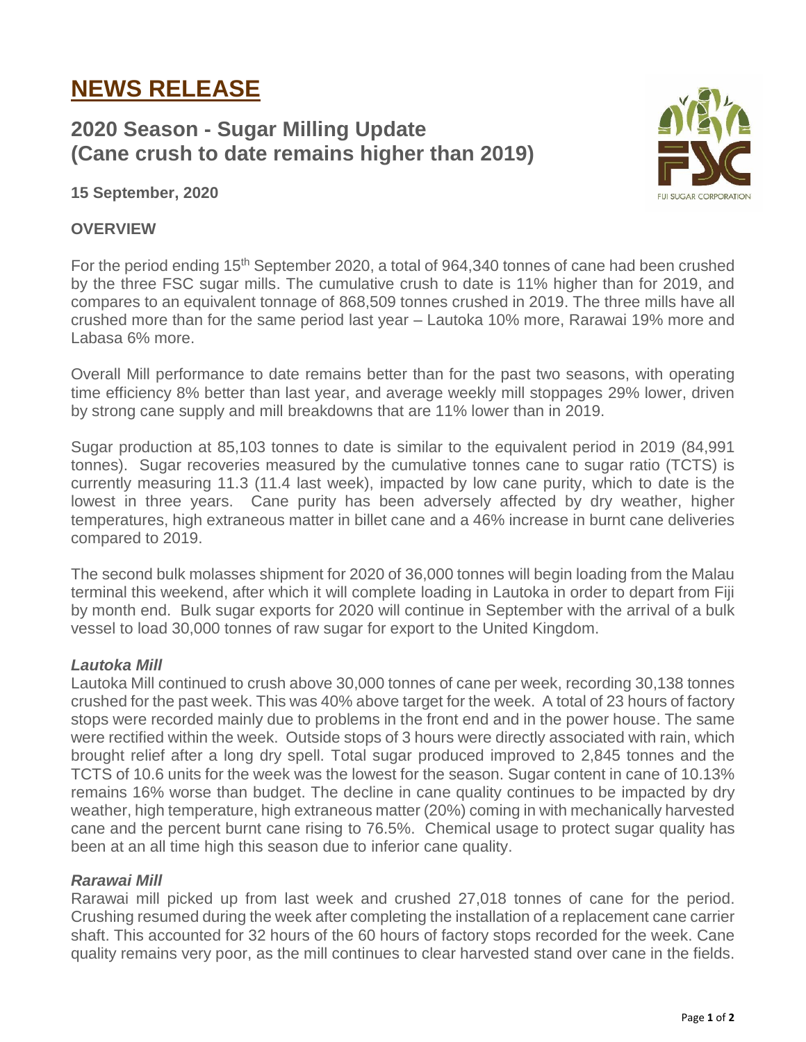// NEWS RELEASE

## 2020 Season - Sugar Milling Update (Cane crush to date remains higher than 2019)

**15 September, 2020**

### OVERVIEW

For the period ending 15th September 2020, a total of 964,340 tonnes of cane had been crushed by the three FSC sugar mills. The cumulative crush to date is 11% higher than for 2019, and compares to an equivalent tonnage of 868,509 tonnes crushed in 2019. The three mills have all crushed more than for the same period last year – Lautoka 10% more, Rarawai 19% more and Labasa 6% more.

Overall Mill performance to date remains better than for the past two seasons, with operating time efficiency 8% better than last year, and average weekly mill stoppages 29% lower, driven by strong cane supply and mill breakdowns that are 11% lower than in 2019.

Sugar production at 85,103 tonnes to date is similar to the equivalent period in 2019 (84,991 tonnes). Sugar recoveries measured by the cumulative tonnes cane to sugar ratio (TCTS) is currently measuring 11.3 (11.4 last week), impacted by low cane purity, which to date is the lowest in three years. Cane purity has been adversely affected by dry weather, higher temperatures, high extraneous matter in billet cane and a 46% increase in burnt cane deliveries compared to 2019.

The second bulk molasses shipment for 2020 of 36,000 tonnes will begin loading from the Malau terminal this weekend, after which it will complete loading in Lautoka in order to depart from Fiji by month end. Bulk sugar exports for 2020 will continue in September with the arrival of a bulk vessel to load 30,000 tonnes of raw sugar for export to the United Kingdom.

***Lautoka Mill***

Lautoka Mill continued to crush above 30,000 tonnes of cane per week, recording 30,138 tonnes crushed for the past week. This was 40% above target for the week. A total of 23 hours of factory stops were recorded mainly due to problems in the front end and in the power house. The same were rectified within the week. Outside stops of 3 hours were directly associated with rain, which brought relief after a long dry spell. Total sugar produced improved to 2,845 tonnes and the TCTS of 10.6 units for the week was the lowest for the season. Sugar content in cane of 10.13% remains 16% worse than budget. The decline in cane quality continues to be impacted by dry weather, high temperature, high extraneous matter (20%) coming in with mechanically harvested cane and the percent burnt cane rising to 76.5%. Chemical usage to protect sugar quality has been at an all time high this season due to inferior cane quality.

***Rarawai Mill***

Rarawai mill picked up from last week and crushed 27,018 tonnes of cane for the period. Crushing resumed during the week after completing the installation of a replacement cane carrier shaft. This accounted for 32 hours of the 60 hours of factory stops recorded for the week. Cane quality remains very poor, as the mill continues to clear harvested stand over cane in the fields.

# NEWS RELEASE

## 2020 Season - Sugar Milling Update (Cane crush to date remains higher than 2019)

**15 September, 2020**

### OVERVIEW

For the period ending 15th September 2020, a total of 964,340 tonnes of cane had been crushed by the three FSC sugar mills. The cumulative crush to date is 11% higher than for 2019, and compares to an equivalent tonnage of 868,509 tonnes crushed in 2019. The three mills have all crushed more than for the same period last year – Lautoka 10% more, Rarawai 19% more and Labasa 6% more.

Overall Mill performance to date remains better than for the past two seasons, with operating time efficiency 8% better than last year, and average weekly mill stoppages 29% lower, driven by strong cane supply and mill breakdowns that are 11% lower than in 2019.

Sugar production at 85,103 tonnes to date is similar to the equivalent period in 2019 (84,991 tonnes). Sugar recoveries measured by the cumulative tonnes cane to sugar ratio (TCTS) is currently measuring 11.3 (11.4 last week), impacted by low cane purity, which to date is the lowest in three years. Cane purity has been adversely affected by dry weather, higher temperatures, high extraneous matter in billet cane and a 46% increase in burnt cane deliveries compared to 2019.

The second bulk molasses shipment for 2020 of 36,000 tonnes will begin loading from the Malau terminal this weekend, after which it will complete loading in Lautoka in order to depart from Fiji by month end. Bulk sugar exports for 2020 will continue in September with the arrival of a bulk vessel to load 30,000 tonnes of raw sugar for export to the United Kingdom.

***Lautoka Mill***

Lautoka Mill continued to crush above 30,000 tonnes of cane per week, recording 30,138 tonnes crushed for the past week. This was 40% above target for the week. A total of 23 hours of factory stops were recorded mainly due to problems in the front end and in the power house. The same were rectified within the week. Outside stops of 3 hours were directly associated with rain, which brought relief after a long dry spell. Total sugar produced improved to 2,845 tonnes and the TCTS of 10.6 units for the week was the lowest for the season. Sugar content in cane of 10.13% remains 16% worse than budget. The decline in cane quality continues to be impacted by dry weather, high temperature, high extraneous matter (20%) coming in with mechanically harvested cane and the percent burnt cane rising to 76.5%. Chemical usage to protect sugar quality has been at an all time high this season due to inferior cane quality.

***Rarawai Mill***

Rarawai mill picked up from last week and crushed 27,018 tonnes of cane for the period. Crushing resumed during the week after completing the installation of a replacement cane carrier shaft. This accounted for 32 hours of the 60 hours of factory stops recorded for the week. Cane quality remains very poor, as the mill continues to clear harvested stand over cane in the fields.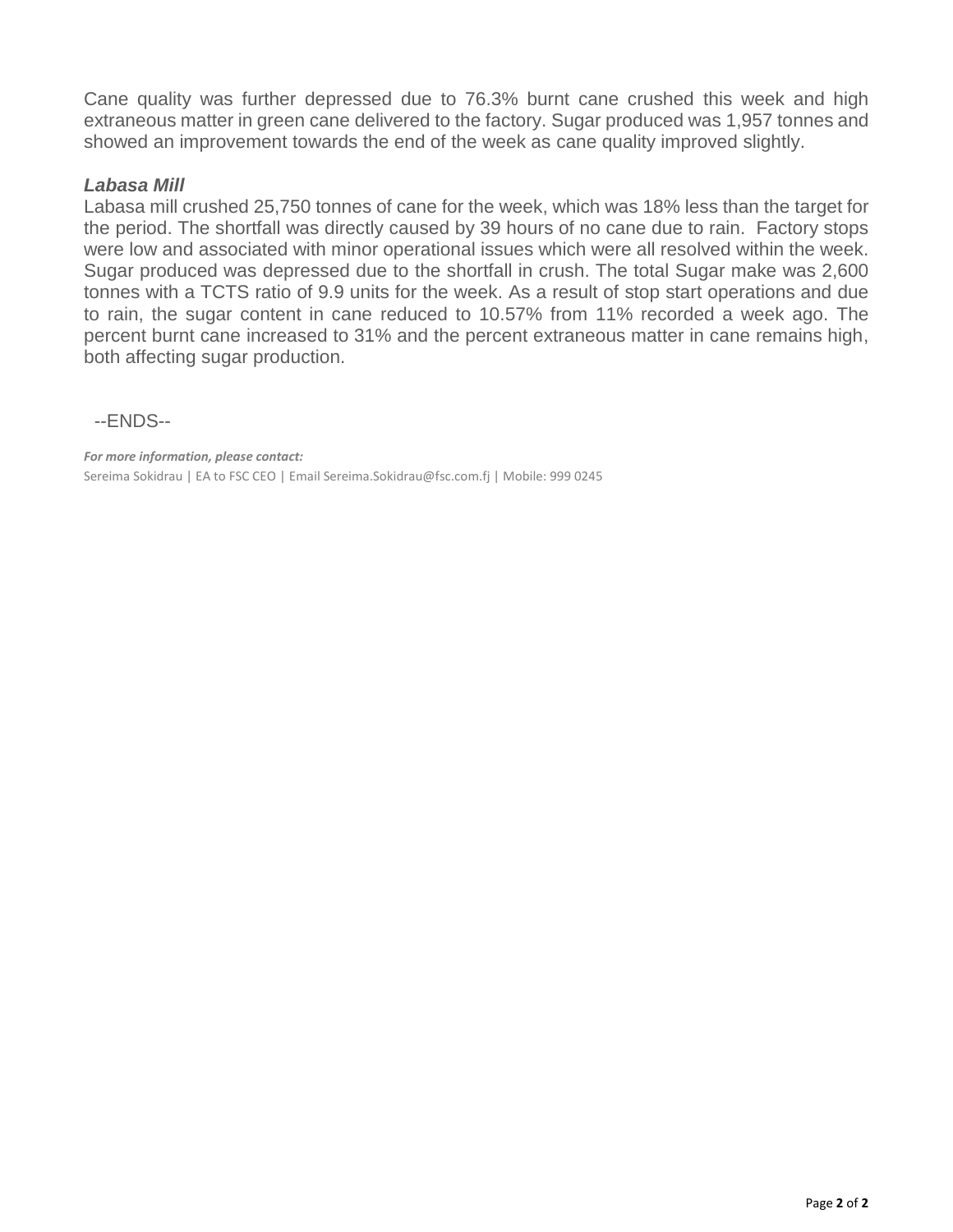Cane quality was further depressed due to 76.3% burnt cane crushed this week and high extraneous matter in green cane delivered to the factory. Sugar produced was 1,957 tonnes and showed an improvement towards the end of the week as cane quality improved slightly.

### *Labasa Mill*

Labasa mill crushed 25,750 tonnes of cane for the week, which was 18% less than the target for the period. The shortfall was directly caused by 39 hours of no cane due to rain. Factory stops were low and associated with minor operational issues which were all resolved within the week. Sugar produced was depressed due to the shortfall in crush. The total Sugar make was 2,600 tonnes with a TCTS ratio of 9.9 units for the week. As a result of stop start operations and due to rain, the sugar content in cane reduced to 10.57% from 11% recorded a week ago. The percent burnt cane increased to 31% and the percent extraneous matter in cane remains high, both affecting sugar production.

--ENDS--

***For more information, please contact:***

Sereima Sokidrau | EA to FSC CEO | Email Sereima.Sokidrau@fsc.com.fj | Mobile: 999 0245